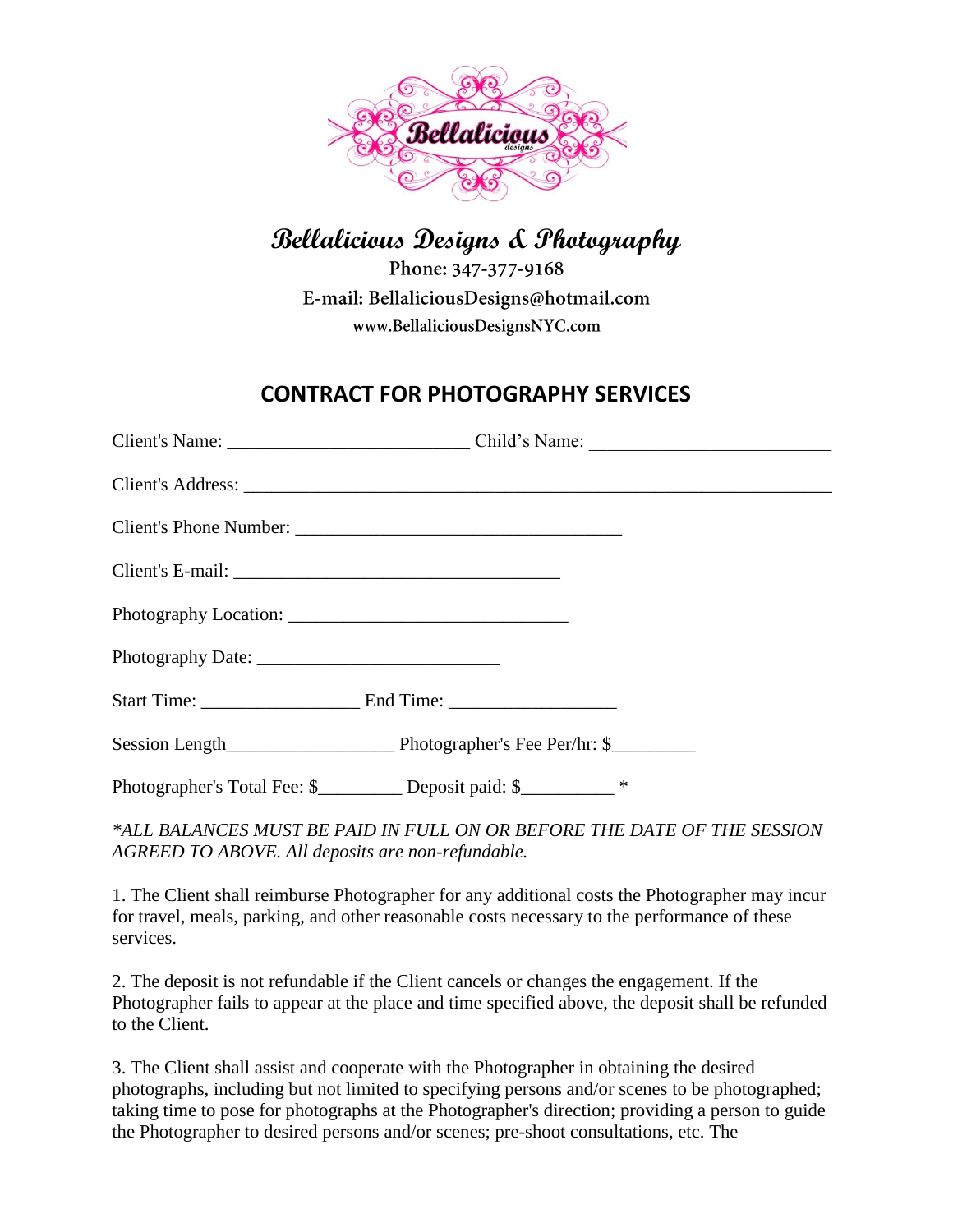# Bellalicious Designs & Photography

Phone: 347-377-9168

E-mail: BellaliciousDesigns@hotmail.com

www.BellaliciousDesignsNYC.com

## CONTRACT FOR PHOTOGRAPHY SERVICES

Client's Name: _________________________ Child's Name: _________________________

Client's Address: _________________________________________________________________

Client's Phone Number: __________________________________

Client's E-mail: __________________________________

Photography Location: ______________________________

Photography Date: _________________________

Start Time: _________________ End Time: _________________

Session Length_________________ Photographer's Fee Per/hr: $_________

Photographer's Total Fee: $_________ Deposit paid: $__________ *

*\*ALL BALANCES MUST BE PAID IN FULL ON OR BEFORE THE DATE OF THE SESSION AGREED TO ABOVE. All deposits are non-refundable.*

1. The Client shall reimburse Photographer for any additional costs the Photographer may incur for travel, meals, parking, and other reasonable costs necessary to the performance of these services.

2. The deposit is not refundable if the Client cancels or changes the engagement. If the Photographer fails to appear at the place and time specified above, the deposit shall be refunded to the Client.

3. The Client shall assist and cooperate with the Photographer in obtaining the desired photographs, including but not limited to specifying persons and/or scenes to be photographed; taking time to pose for photographs at the Photographer's direction; providing a person to guide the Photographer to desired persons and/or scenes; pre-shoot consultations, etc. The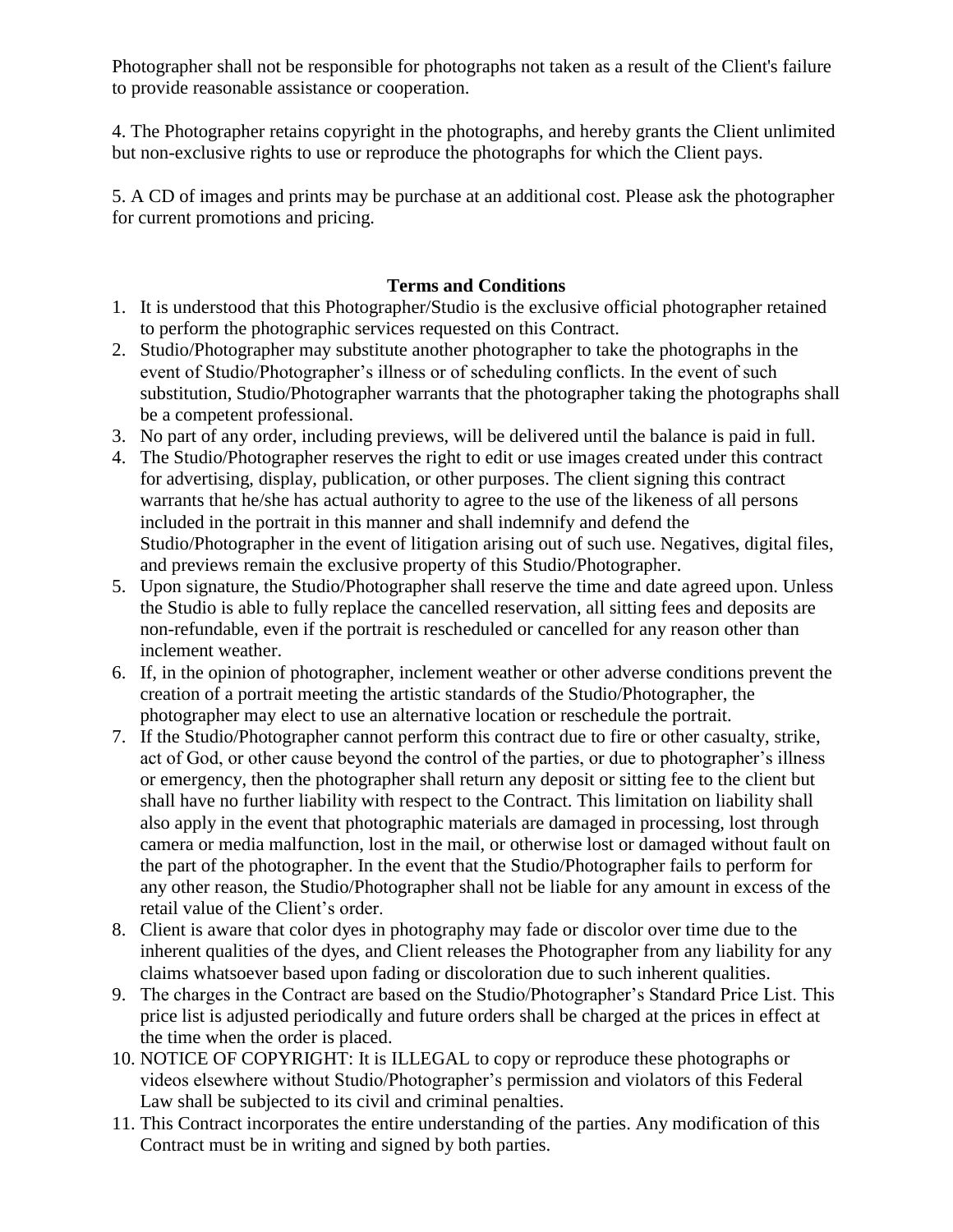Photographer shall not be responsible for photographs not taken as a result of the Client's failure to provide reasonable assistance or cooperation.

4. The Photographer retains copyright in the photographs, and hereby grants the Client unlimited but non-exclusive rights to use or reproduce the photographs for which the Client pays.

5. A CD of images and prints may be purchase at an additional cost. Please ask the photographer for current promotions and pricing.

**Terms and Conditions**

1. It is understood that this Photographer/Studio is the exclusive official photographer retained to perform the photographic services requested on this Contract.
2. Studio/Photographer may substitute another photographer to take the photographs in the event of Studio/Photographer's illness or of scheduling conflicts. In the event of such substitution, Studio/Photographer warrants that the photographer taking the photographs shall be a competent professional.
3. No part of any order, including previews, will be delivered until the balance is paid in full.
4. The Studio/Photographer reserves the right to edit or use images created under this contract for advertising, display, publication, or other purposes. The client signing this contract warrants that he/she has actual authority to agree to the use of the likeness of all persons included in the portrait in this manner and shall indemnify and defend the Studio/Photographer in the event of litigation arising out of such use. Negatives, digital files, and previews remain the exclusive property of this Studio/Photographer.
5. Upon signature, the Studio/Photographer shall reserve the time and date agreed upon. Unless the Studio is able to fully replace the cancelled reservation, all sitting fees and deposits are non-refundable, even if the portrait is rescheduled or cancelled for any reason other than inclement weather.
6. If, in the opinion of photographer, inclement weather or other adverse conditions prevent the creation of a portrait meeting the artistic standards of the Studio/Photographer, the photographer may elect to use an alternative location or reschedule the portrait.
7. If the Studio/Photographer cannot perform this contract due to fire or other casualty, strike, act of God, or other cause beyond the control of the parties, or due to photographer's illness or emergency, then the photographer shall return any deposit or sitting fee to the client but shall have no further liability with respect to the Contract. This limitation on liability shall also apply in the event that photographic materials are damaged in processing, lost through camera or media malfunction, lost in the mail, or otherwise lost or damaged without fault on the part of the photographer. In the event that the Studio/Photographer fails to perform for any other reason, the Studio/Photographer shall not be liable for any amount in excess of the retail value of the Client's order.
8. Client is aware that color dyes in photography may fade or discolor over time due to the inherent qualities of the dyes, and Client releases the Photographer from any liability for any claims whatsoever based upon fading or discoloration due to such inherent qualities.
9. The charges in the Contract are based on the Studio/Photographer's Standard Price List. This price list is adjusted periodically and future orders shall be charged at the prices in effect at the time when the order is placed.
10. NOTICE OF COPYRIGHT: It is ILLEGAL to copy or reproduce these photographs or videos elsewhere without Studio/Photographer's permission and violators of this Federal Law shall be subjected to its civil and criminal penalties.
11. This Contract incorporates the entire understanding of the parties. Any modification of this Contract must be in writing and signed by both parties.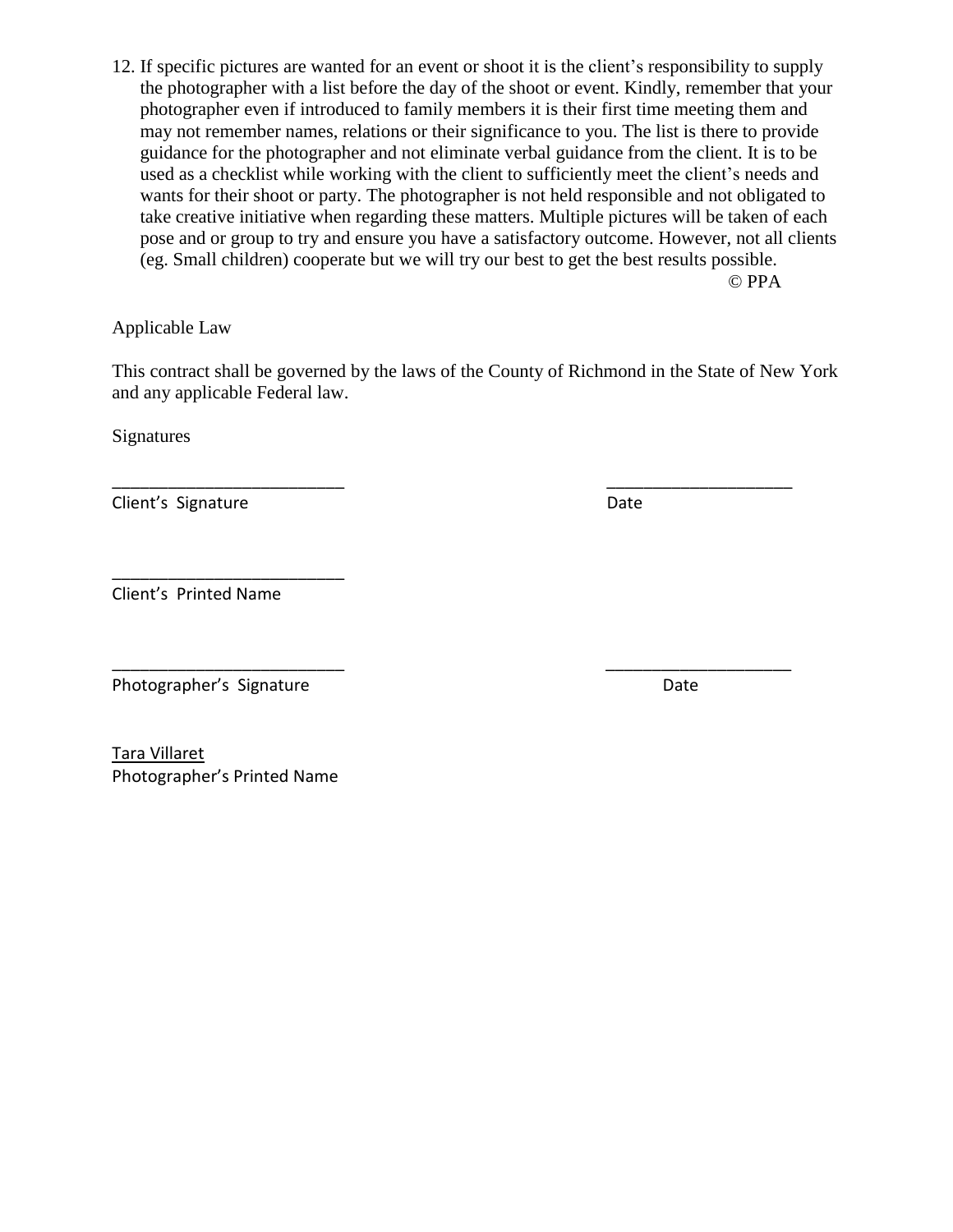12. If specific pictures are wanted for an event or shoot it is the client's responsibility to supply the photographer with a list before the day of the shoot or event. Kindly, remember that your photographer even if introduced to family members it is their first time meeting them and may not remember names, relations or their significance to you. The list is there to provide guidance for the photographer and not eliminate verbal guidance from the client. It is to be used as a checklist while working with the client to sufficiently meet the client's needs and wants for their shoot or party. The photographer is not held responsible and not obligated to take creative initiative when regarding these matters. Multiple pictures will be taken of each pose and or group to try and ensure you have a satisfactory outcome. However, not all clients (eg. Small children) cooperate but we will try our best to get the best results possible.

© PPA

Applicable Law

This contract shall be governed by the laws of the County of Richmond in the State of New York and any applicable Federal law.

Signatures

_________________________ ____________________

Client's Signature Date

_________________________

Client's Printed Name

_________________________ ____________________

Photographer's Signature Date

Tara Villaret

Photographer's Printed Name